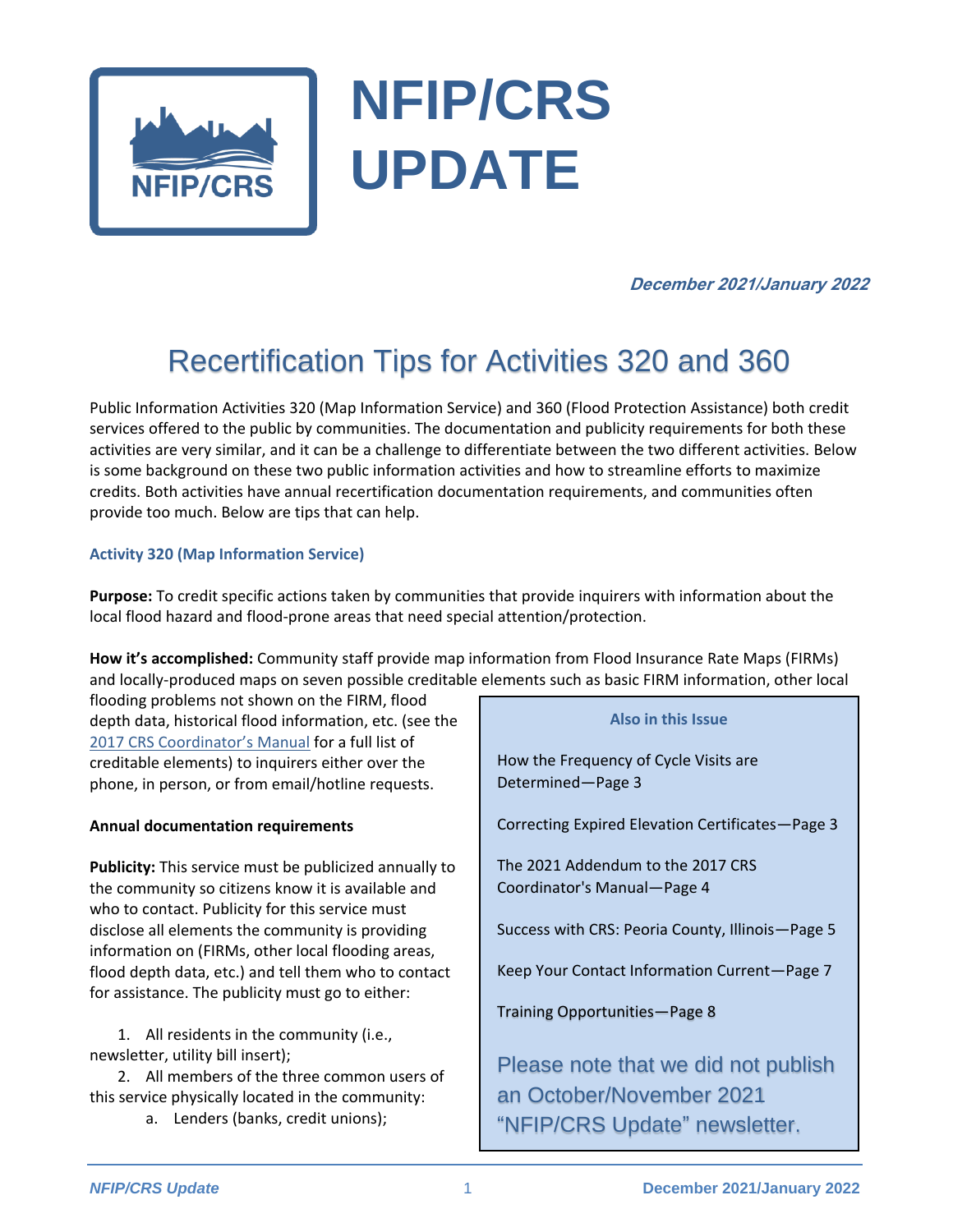# NFIP/CRS UPDATE

***December 2021/January 2022***

## Recertification Tips for Activities 320 and 360

Public Information Activities 320 (Map Information Service) and 360 (Flood Protection Assistance) both credit services offered to the public by communities. The documentation and publicity requirements for both these activities are very similar, and it can be a challenge to differentiate between the two different activities. Below is some background on these two public information activities and how to streamline efforts to maximize credits. Both activities have annual recertification documentation requirements, and communities often provide too much. Below are tips that can help.

### Activity 320 (Map Information Service)

**Purpose:** To credit specific actions taken by communities that provide inquirers with information about the local flood hazard and flood-prone areas that need special attention/protection.

**How it's accomplished:** Community staff provide map information from Flood Insurance Rate Maps (FIRMs) and locally-produced maps on seven possible creditable elements such as basic FIRM information, other local flooding problems not shown on the FIRM, flood depth data, historical flood information, etc. (see the [2017 CRS Coordinator's Manual]() for a full list of creditable elements) to inquirers either over the phone, in person, or from email/hotline requests.

**Annual documentation requirements**

**Publicity:** This service must be publicized annually to the community so citizens know it is available and who to contact. Publicity for this service must disclose all elements the community is providing information on (FIRMs, other local flooding areas, flood depth data, etc.) and tell them who to contact for assistance. The publicity must go to either:

1. All residents in the community (i.e., newsletter, utility bill insert);
2. All members of the three common users of this service physically located in the community:
   a. Lenders (banks, credit unions);

> **Also in this Issue**
>
> How the Frequency of Cycle Visits are Determined—Page 3
>
> Correcting Expired Elevation Certificates—Page 3
>
> The 2021 Addendum to the 2017 CRS Coordinator's Manual—Page 4
>
> Success with CRS: Peoria County, Illinois—Page 5
>
> Keep Your Contact Information Current—Page 7
>
> Training Opportunities—Page 8
>
> Please note that we did not publish an October/November 2021 "NFIP/CRS Update" newsletter.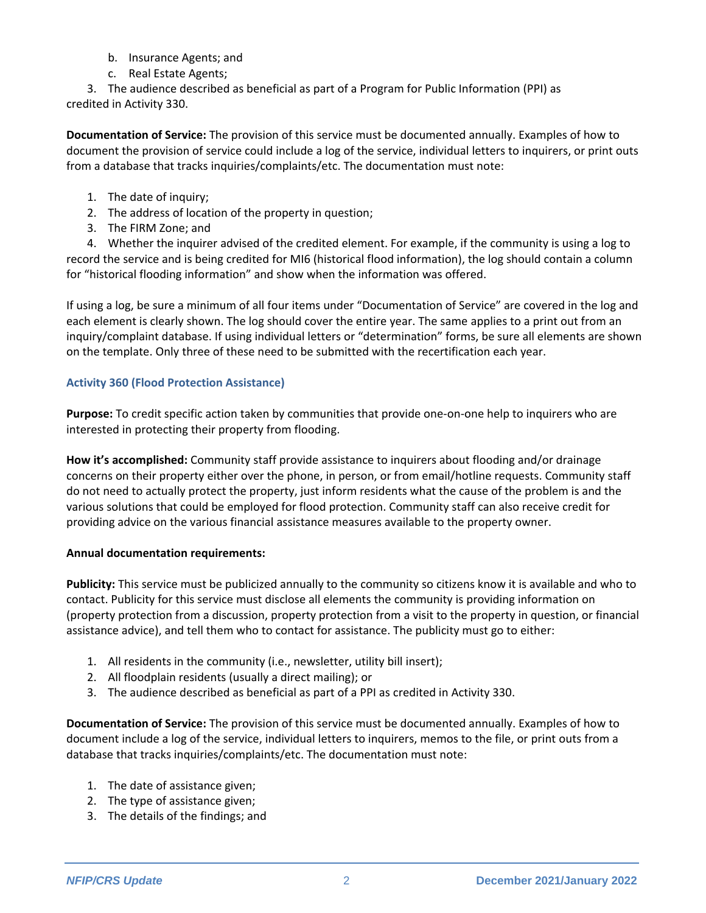b. Insurance Agents; and
   c. Real Estate Agents;

3. The audience described as beneficial as part of a Program for Public Information (PPI) as credited in Activity 330.

**Documentation of Service:** The provision of this service must be documented annually. Examples of how to document the provision of service could include a log of the service, individual letters to inquirers, or print outs from a database that tracks inquiries/complaints/etc. The documentation must note:

1. The date of inquiry;
2. The address of location of the property in question;
3. The FIRM Zone; and
4. Whether the inquirer advised of the credited element. For example, if the community is using a log to record the service and is being credited for MI6 (historical flood information), the log should contain a column for "historical flooding information" and show when the information was offered.

If using a log, be sure a minimum of all four items under "Documentation of Service" are covered in the log and each element is clearly shown. The log should cover the entire year. The same applies to a print out from an inquiry/complaint database. If using individual letters or "determination" forms, be sure all elements are shown on the template. Only three of these need to be submitted with the recertification each year.

### Activity 360 (Flood Protection Assistance)

**Purpose:** To credit specific action taken by communities that provide one-on-one help to inquirers who are interested in protecting their property from flooding.

**How it's accomplished:** Community staff provide assistance to inquirers about flooding and/or drainage concerns on their property either over the phone, in person, or from email/hotline requests. Community staff do not need to actually protect the property, just inform residents what the cause of the problem is and the various solutions that could be employed for flood protection. Community staff can also receive credit for providing advice on the various financial assistance measures available to the property owner.

**Annual documentation requirements:**

**Publicity:** This service must be publicized annually to the community so citizens know it is available and who to contact. Publicity for this service must disclose all elements the community is providing information on (property protection from a discussion, property protection from a visit to the property in question, or financial assistance advice), and tell them who to contact for assistance. The publicity must go to either:

1. All residents in the community (i.e., newsletter, utility bill insert);
2. All floodplain residents (usually a direct mailing); or
3. The audience described as beneficial as part of a PPI as credited in Activity 330.

**Documentation of Service:** The provision of this service must be documented annually. Examples of how to document include a log of the service, individual letters to inquirers, memos to the file, or print outs from a database that tracks inquiries/complaints/etc. The documentation must note:

1. The date of assistance given;
2. The type of assistance given;
3. The details of the findings; and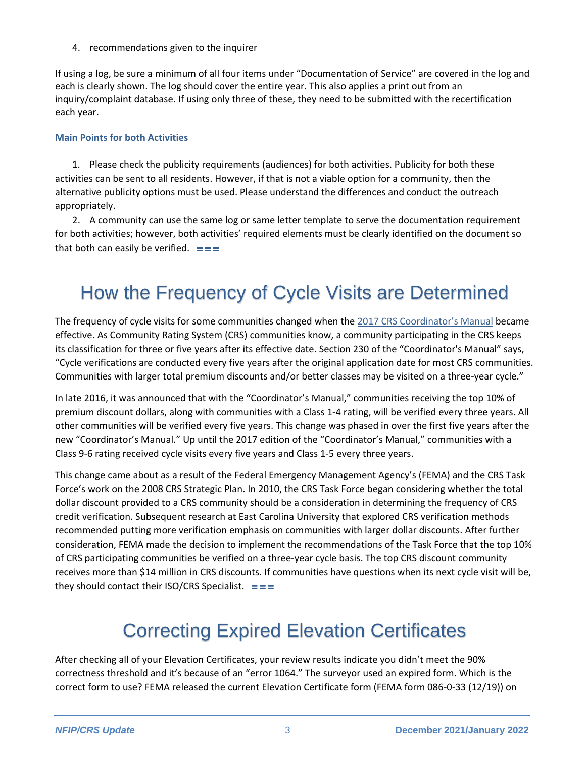4. recommendations given to the inquirer

If using a log, be sure a minimum of all four items under "Documentation of Service" are covered in the log and each is clearly shown. The log should cover the entire year. This also applies a print out from an inquiry/complaint database. If using only three of these, they need to be submitted with the recertification each year.

### Main Points for both Activities

1. Please check the publicity requirements (audiences) for both activities. Publicity for both these activities can be sent to all residents. However, if that is not a viable option for a community, then the alternative publicity options must be used. Please understand the differences and conduct the outreach appropriately.
2. A community can use the same log or same letter template to serve the documentation requirement for both activities; however, both activities' required elements must be clearly identified on the document so that both can easily be verified. ≡≡≡

# How the Frequency of Cycle Visits are Determined

The frequency of cycle visits for some communities changed when the [2017 CRS Coordinator's Manual]() became effective. As Community Rating System (CRS) communities know, a community participating in the CRS keeps its classification for three or five years after its effective date. Section 230 of the "Coordinator's Manual" says, "Cycle verifications are conducted every five years after the original application date for most CRS communities. Communities with larger total premium discounts and/or better classes may be visited on a three-year cycle."

In late 2016, it was announced that with the "Coordinator's Manual," communities receiving the top 10% of premium discount dollars, along with communities with a Class 1-4 rating, will be verified every three years. All other communities will be verified every five years. This change was phased in over the first five years after the new "Coordinator's Manual." Up until the 2017 edition of the "Coordinator's Manual," communities with a Class 9-6 rating received cycle visits every five years and Class 1-5 every three years.

This change came about as a result of the Federal Emergency Management Agency's (FEMA) and the CRS Task Force's work on the 2008 CRS Strategic Plan. In 2010, the CRS Task Force began considering whether the total dollar discount provided to a CRS community should be a consideration in determining the frequency of CRS credit verification. Subsequent research at East Carolina University that explored CRS verification methods recommended putting more verification emphasis on communities with larger dollar discounts. After further consideration, FEMA made the decision to implement the recommendations of the Task Force that the top 10% of CRS participating communities be verified on a three-year cycle basis. The top CRS discount community receives more than $14 million in CRS discounts. If communities have questions when its next cycle visit will be, they should contact their ISO/CRS Specialist. ≡≡≡

# Correcting Expired Elevation Certificates

After checking all of your Elevation Certificates, your review results indicate you didn't meet the 90% correctness threshold and it's because of an "error 1064." The surveyor used an expired form. Which is the correct form to use? FEMA released the current Elevation Certificate form (FEMA form 086-0-33 (12/19)) on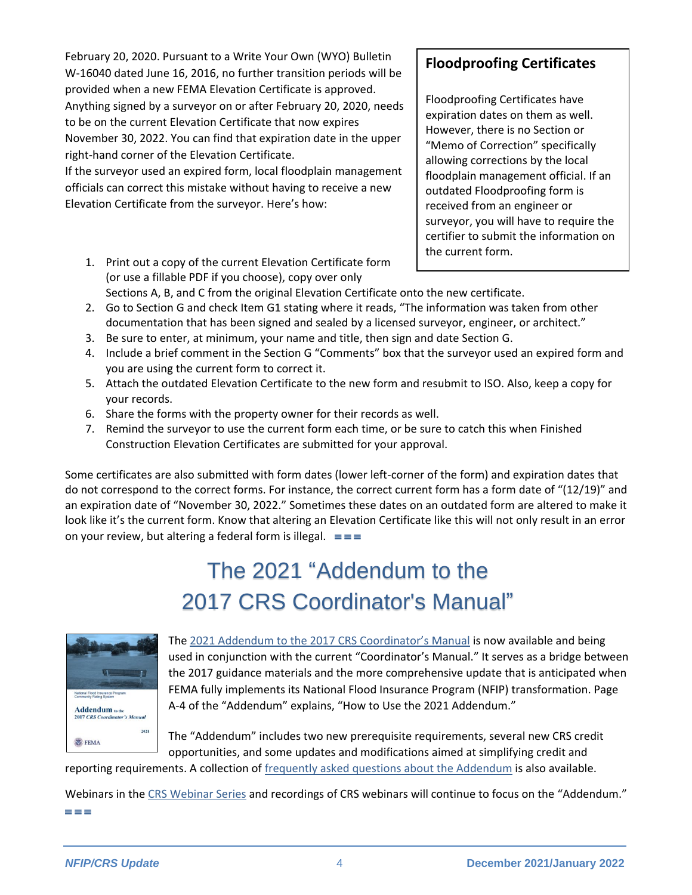February 20, 2020. Pursuant to a Write Your Own (WYO) Bulletin W-16040 dated June 16, 2016, no further transition periods will be provided when a new FEMA Elevation Certificate is approved. Anything signed by a surveyor on or after February 20, 2020, needs to be on the current Elevation Certificate that now expires November 30, 2022. You can find that expiration date in the upper right-hand corner of the Elevation Certificate.

If the surveyor used an expired form, local floodplain management officials can correct this mistake without having to receive a new Elevation Certificate from the surveyor. Here's how:

1. Print out a copy of the current Elevation Certificate form (or use a fillable PDF if you choose), copy over only Sections A, B, and C from the original Elevation Certificate onto the new certificate.
2. Go to Section G and check Item G1 stating where it reads, "The information was taken from other documentation that has been signed and sealed by a licensed surveyor, engineer, or architect."
3. Be sure to enter, at minimum, your name and title, then sign and date Section G.
4. Include a brief comment in the Section G "Comments" box that the surveyor used an expired form and you are using the current form to correct it.
5. Attach the outdated Elevation Certificate to the new form and resubmit to ISO. Also, keep a copy for your records.
6. Share the forms with the property owner for their records as well.
7. Remind the surveyor to use the current form each time, or be sure to catch this when Finished Construction Elevation Certificates are submitted for your approval.

Some certificates are also submitted with form dates (lower left-corner of the form) and expiration dates that do not correspond to the correct forms. For instance, the correct current form has a form date of "(12/19)" and an expiration date of "November 30, 2022." Sometimes these dates on an outdated form are altered to make it look like it's the current form. Know that altering an Elevation Certificate like this will not only result in an error on your review, but altering a federal form is illegal. ≡≡≡

### Floodproofing Certificates

Floodproofing Certificates have expiration dates on them as well. However, there is no Section or "Memo of Correction" specifically allowing corrections by the local floodplain management official. If an outdated Floodproofing form is received from an engineer or surveyor, you will have to require the certifier to submit the information on the current form.

# The 2021 "Addendum to the 2017 CRS Coordinator's Manual"

The 2021 Addendum to the 2017 CRS Coordinator's Manual is now available and being used in conjunction with the current "Coordinator's Manual." It serves as a bridge between the 2017 guidance materials and the more comprehensive update that is anticipated when FEMA fully implements its National Flood Insurance Program (NFIP) transformation. Page A-4 of the "Addendum" explains, "How to Use the 2021 Addendum."

The "Addendum" includes two new prerequisite requirements, several new CRS credit opportunities, and some updates and modifications aimed at simplifying credit and reporting requirements. A collection of frequently asked questions about the Addendum is also available.

Webinars in the CRS Webinar Series and recordings of CRS webinars will continue to focus on the "Addendum." ≡≡≡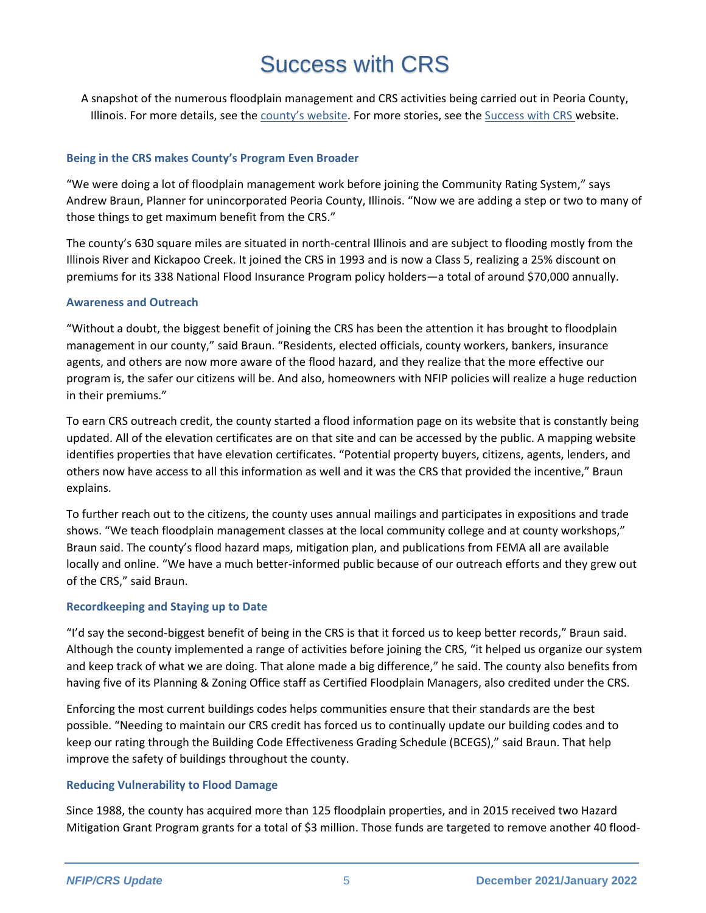# Success with CRS

A snapshot of the numerous floodplain management and CRS activities being carried out in Peoria County, Illinois. For more details, see the county's website. For more stories, see the Success with CRS website.

### Being in the CRS makes County's Program Even Broader

"We were doing a lot of floodplain management work before joining the Community Rating System," says Andrew Braun, Planner for unincorporated Peoria County, Illinois. "Now we are adding a step or two to many of those things to get maximum benefit from the CRS."

The county's 630 square miles are situated in north-central Illinois and are subject to flooding mostly from the Illinois River and Kickapoo Creek. It joined the CRS in 1993 and is now a Class 5, realizing a 25% discount on premiums for its 338 National Flood Insurance Program policy holders—a total of around $70,000 annually.

### Awareness and Outreach

"Without a doubt, the biggest benefit of joining the CRS has been the attention it has brought to floodplain management in our county," said Braun. "Residents, elected officials, county workers, bankers, insurance agents, and others are now more aware of the flood hazard, and they realize that the more effective our program is, the safer our citizens will be. And also, homeowners with NFIP policies will realize a huge reduction in their premiums."

To earn CRS outreach credit, the county started a flood information page on its website that is constantly being updated. All of the elevation certificates are on that site and can be accessed by the public. A mapping website identifies properties that have elevation certificates. "Potential property buyers, citizens, agents, lenders, and others now have access to all this information as well and it was the CRS that provided the incentive," Braun explains.

To further reach out to the citizens, the county uses annual mailings and participates in expositions and trade shows. "We teach floodplain management classes at the local community college and at county workshops," Braun said. The county's flood hazard maps, mitigation plan, and publications from FEMA all are available locally and online. "We have a much better-informed public because of our outreach efforts and they grew out of the CRS," said Braun.

### Recordkeeping and Staying up to Date

"I'd say the second-biggest benefit of being in the CRS is that it forced us to keep better records," Braun said. Although the county implemented a range of activities before joining the CRS, "it helped us organize our system and keep track of what we are doing. That alone made a big difference," he said. The county also benefits from having five of its Planning & Zoning Office staff as Certified Floodplain Managers, also credited under the CRS.

Enforcing the most current buildings codes helps communities ensure that their standards are the best possible. "Needing to maintain our CRS credit has forced us to continually update our building codes and to keep our rating through the Building Code Effectiveness Grading Schedule (BCEGS)," said Braun. That help improve the safety of buildings throughout the county.

### Reducing Vulnerability to Flood Damage

Since 1988, the county has acquired more than 125 floodplain properties, and in 2015 received two Hazard Mitigation Grant Program grants for a total of $3 million. Those funds are targeted to remove another 40 flood-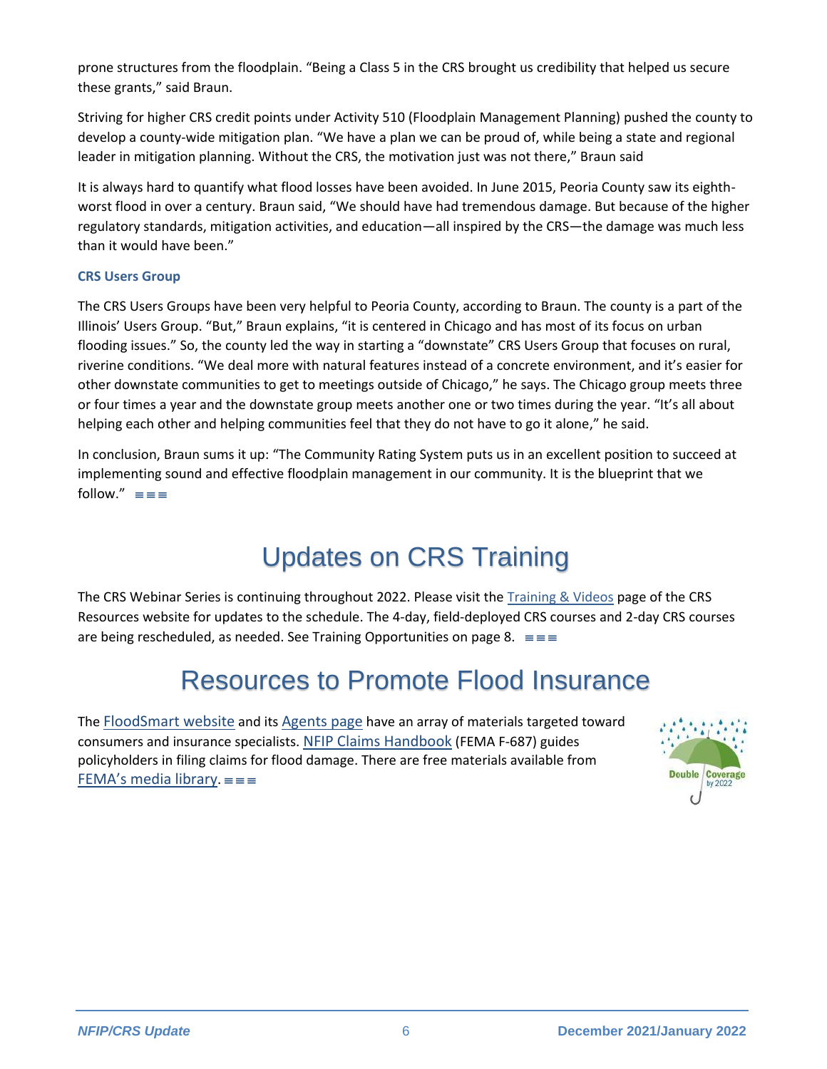prone structures from the floodplain. "Being a Class 5 in the CRS brought us credibility that helped us secure these grants," said Braun.

Striving for higher CRS credit points under Activity 510 (Floodplain Management Planning) pushed the county to develop a county-wide mitigation plan. "We have a plan we can be proud of, while being a state and regional leader in mitigation planning. Without the CRS, the motivation just was not there," Braun said

It is always hard to quantify what flood losses have been avoided. In June 2015, Peoria County saw its eighth-worst flood in over a century. Braun said, "We should have had tremendous damage. But because of the higher regulatory standards, mitigation activities, and education—all inspired by the CRS—the damage was much less than it would have been."

### CRS Users Group

The CRS Users Groups have been very helpful to Peoria County, according to Braun. The county is a part of the Illinois' Users Group. "But," Braun explains, "it is centered in Chicago and has most of its focus on urban flooding issues." So, the county led the way in starting a "downstate" CRS Users Group that focuses on rural, riverine conditions. "We deal more with natural features instead of a concrete environment, and it's easier for other downstate communities to get to meetings outside of Chicago," he says. The Chicago group meets three or four times a year and the downstate group meets another one or two times during the year. "It's all about helping each other and helping communities feel that they do not have to go it alone," he said.

In conclusion, Braun sums it up: "The Community Rating System puts us in an excellent position to succeed at implementing sound and effective floodplain management in our community. It is the blueprint that we follow." ≡≡≡

# Updates on CRS Training

The CRS Webinar Series is continuing throughout 2022. Please visit the Training & Videos page of the CRS Resources website for updates to the schedule. The 4-day, field-deployed CRS courses and 2-day CRS courses are being rescheduled, as needed. See Training Opportunities on page 8. ≡≡≡

# Resources to Promote Flood Insurance

The FloodSmart website and its Agents page have an array of materials targeted toward consumers and insurance specialists. NFIP Claims Handbook (FEMA F-687) guides policyholders in filing claims for flood damage. There are free materials available from FEMA's media library. ≡≡≡

Double Coverage by 2022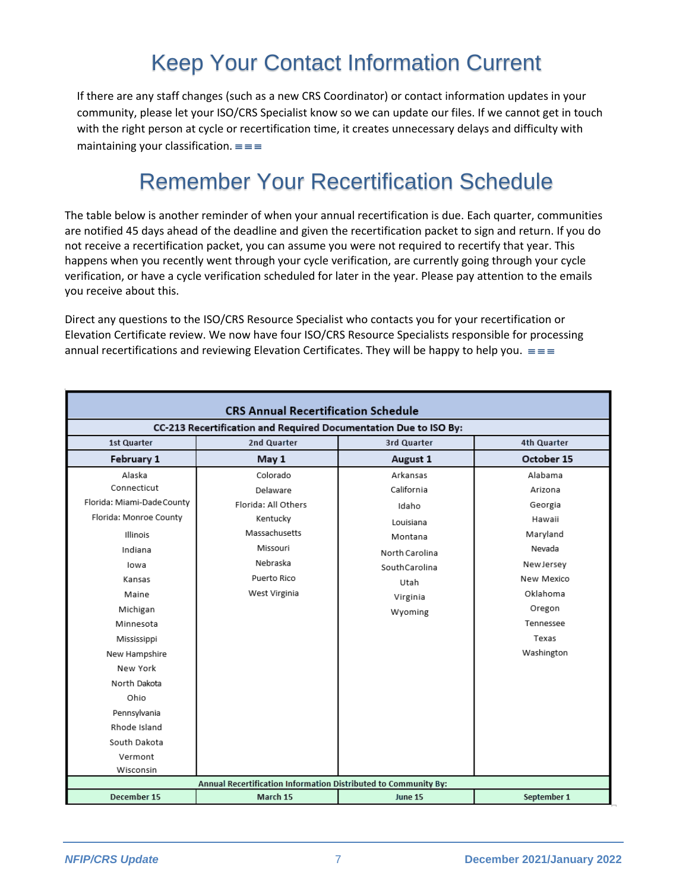# Keep Your Contact Information Current

If there are any staff changes (such as a new CRS Coordinator) or contact information updates in your community, please let your ISO/CRS Specialist know so we can update our files. If we cannot get in touch with the right person at cycle or recertification time, it creates unnecessary delays and difficulty with maintaining your classification. ≡≡≡

# Remember Your Recertification Schedule

The table below is another reminder of when your annual recertification is due. Each quarter, communities are notified 45 days ahead of the deadline and given the recertification packet to sign and return. If you do not receive a recertification packet, you can assume you were not required to recertify that year. This happens when you recently went through your cycle verification, are currently going through your cycle verification, or have a cycle verification scheduled for later in the year. Please pay attention to the emails you receive about this.

Direct any questions to the ISO/CRS Resource Specialist who contacts you for your recertification or Elevation Certificate review. We now have four ISO/CRS Resource Specialists responsible for processing annual recertifications and reviewing Elevation Certificates. They will be happy to help you. ≡≡≡

**CRS Annual Recertification Schedule**

**CC-213 Recertification and Required Documentation Due to ISO By:**

| 1st Quarter | 2nd Quarter | 3rd Quarter | 4th Quarter |
|---|---|---|---|
| **February 1** | **May 1** | **August 1** | **October 15** |
| Alaska | Colorado | Arkansas | Alabama |
| Connecticut | Delaware | California | Arizona |
| Florida: Miami-Dade County | Florida: All Others | Idaho | Georgia |
| Florida: Monroe County | Kentucky | Louisiana | Hawaii |
| Illinois | Massachusetts | Montana | Maryland |
| Indiana | Missouri | North Carolina | Nevada |
| Iowa | Nebraska | South Carolina | New Jersey |
| Kansas | Puerto Rico | Utah | New Mexico |
| Maine | West Virginia | Virginia | Oklahoma |
| Michigan | | Wyoming | Oregon |
| Minnesota | | | Tennessee |
| Mississippi | | | Texas |
| New Hampshire | | | Washington |
| New York | | | |
| North Dakota | | | |
| Ohio | | | |
| Pennsylvania | | | |
| Rhode Island | | | |
| South Dakota | | | |
| Vermont | | | |
| Wisconsin | | | |
| **Annual Recertification Information Distributed to Community By:** | | | |
| **December 15** | **March 15** | **June 15** | **September 1** |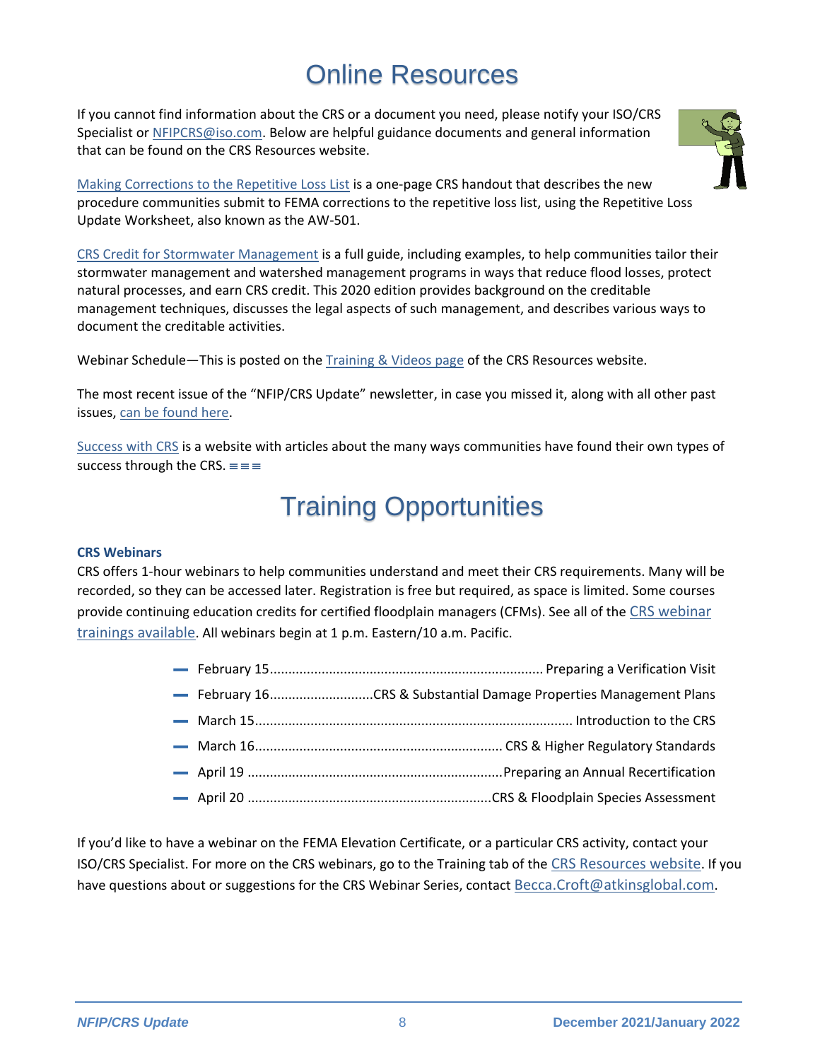# Online Resources

If you cannot find information about the CRS or a document you need, please notify your ISO/CRS Specialist or NFIPCRS@iso.com. Below are helpful guidance documents and general information that can be found on the CRS Resources website.

Making Corrections to the Repetitive Loss List is a one-page CRS handout that describes the new procedure communities submit to FEMA corrections to the repetitive loss list, using the Repetitive Loss Update Worksheet, also known as the AW-501.

CRS Credit for Stormwater Management is a full guide, including examples, to help communities tailor their stormwater management and watershed management programs in ways that reduce flood losses, protect natural processes, and earn CRS credit. This 2020 edition provides background on the creditable management techniques, discusses the legal aspects of such management, and describes various ways to document the creditable activities.

Webinar Schedule—This is posted on the Training & Videos page of the CRS Resources website.

The most recent issue of the "NFIP/CRS Update" newsletter, in case you missed it, along with all other past issues, can be found here.

Success with CRS is a website with articles about the many ways communities have found their own types of success through the CRS. ≡≡≡

# Training Opportunities

### CRS Webinars

CRS offers 1-hour webinars to help communities understand and meet their CRS requirements. Many will be recorded, so they can be accessed later. Registration is free but required, as space is limited. Some courses provide continuing education credits for certified floodplain managers (CFMs). See all of the CRS webinar trainings available. All webinars begin at 1 p.m. Eastern/10 a.m. Pacific.

- February 15 ..... Preparing a Verification Visit
- February 16 ..... CRS & Substantial Damage Properties Management Plans
- March 15 ..... Introduction to the CRS
- March 16 ..... CRS & Higher Regulatory Standards
- April 19 ..... Preparing an Annual Recertification
- April 20 ..... CRS & Floodplain Species Assessment

If you'd like to have a webinar on the FEMA Elevation Certificate, or a particular CRS activity, contact your ISO/CRS Specialist. For more on the CRS webinars, go to the Training tab of the CRS Resources website. If you have questions about or suggestions for the CRS Webinar Series, contact Becca.Croft@atkinsglobal.com.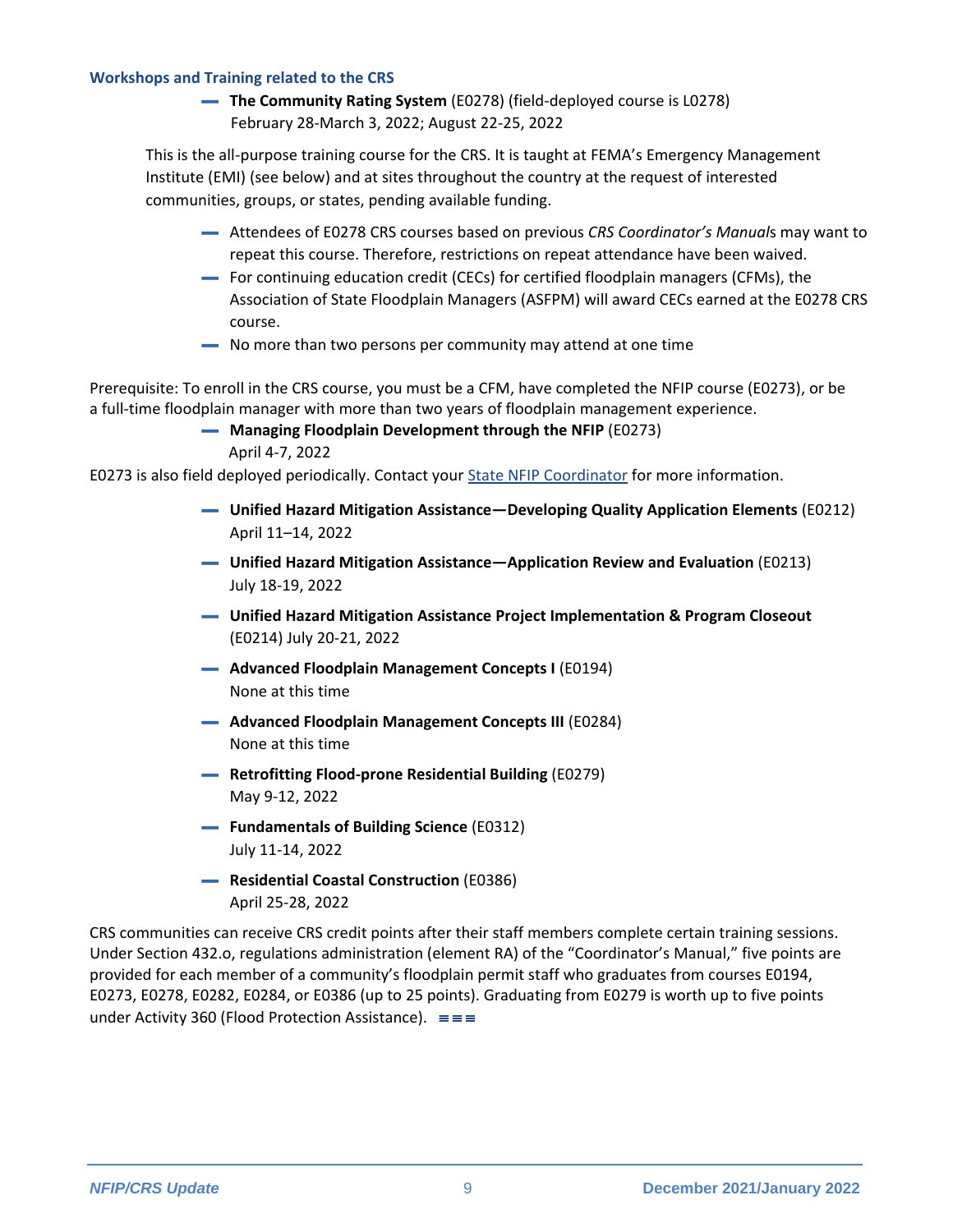### Workshops and Training related to the CRS

- **The Community Rating System** (E0278) (field-deployed course is L0278)
  February 28-March 3, 2022; August 22-25, 2022

This is the all-purpose training course for the CRS. It is taught at FEMA's Emergency Management Institute (EMI) (see below) and at sites throughout the country at the request of interested communities, groups, or states, pending available funding.

- Attendees of E0278 CRS courses based on previous *CRS Coordinator's Manual*s may want to repeat this course. Therefore, restrictions on repeat attendance have been waived.
- For continuing education credit (CECs) for certified floodplain managers (CFMs), the Association of State Floodplain Managers (ASFPM) will award CECs earned at the E0278 CRS course.
- No more than two persons per community may attend at one time

Prerequisite: To enroll in the CRS course, you must be a CFM, have completed the NFIP course (E0273), or be a full-time floodplain manager with more than two years of floodplain management experience.

- **Managing Floodplain Development through the NFIP** (E0273)
  April 4-7, 2022

E0273 is also field deployed periodically. Contact your State NFIP Coordinator for more information.

- **Unified Hazard Mitigation Assistance—Developing Quality Application Elements** (E0212)
  April 11–14, 2022
- **Unified Hazard Mitigation Assistance—Application Review and Evaluation** (E0213)
  July 18-19, 2022
- **Unified Hazard Mitigation Assistance Project Implementation & Program Closeout** (E0214) July 20-21, 2022
- **Advanced Floodplain Management Concepts I** (E0194)
  None at this time
- **Advanced Floodplain Management Concepts III** (E0284)
  None at this time
- **Retrofitting Flood-prone Residential Building** (E0279)
  May 9-12, 2022
- **Fundamentals of Building Science** (E0312)
  July 11-14, 2022
- **Residential Coastal Construction** (E0386)
  April 25-28, 2022

CRS communities can receive CRS credit points after their staff members complete certain training sessions. Under Section 432.o, regulations administration (element RA) of the "Coordinator's Manual," five points are provided for each member of a community's floodplain permit staff who graduates from courses E0194, E0273, E0278, E0282, E0284, or E0386 (up to 25 points). Graduating from E0279 is worth up to five points under Activity 360 (Flood Protection Assistance).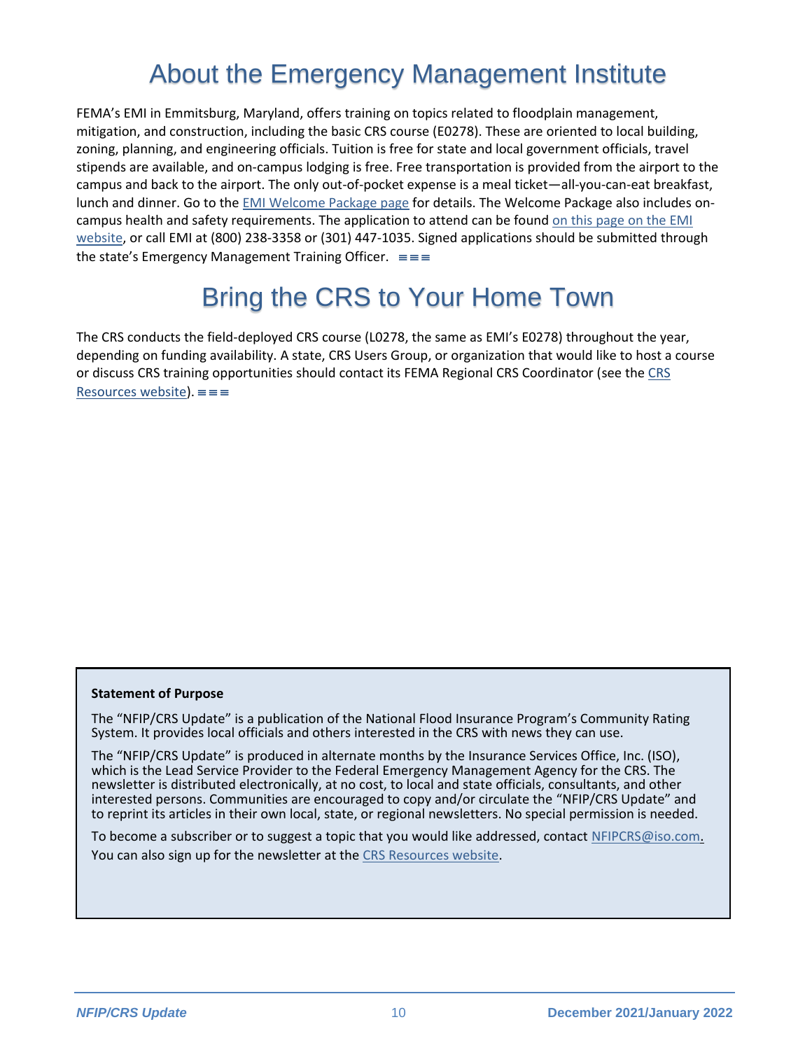# About the Emergency Management Institute

FEMA's EMI in Emmitsburg, Maryland, offers training on topics related to floodplain management, mitigation, and construction, including the basic CRS course (E0278). These are oriented to local building, zoning, planning, and engineering officials. Tuition is free for state and local government officials, travel stipends are available, and on-campus lodging is free. Free transportation is provided from the airport to the campus and back to the airport. The only out-of-pocket expense is a meal ticket—all-you-can-eat breakfast, lunch and dinner. Go to the EMI Welcome Package page for details. The Welcome Package also includes on-campus health and safety requirements. The application to attend can be found on this page on the EMI website, or call EMI at (800) 238-3358 or (301) 447-1035. Signed applications should be submitted through the state's Emergency Management Training Officer. ≡≡≡

# Bring the CRS to Your Home Town

The CRS conducts the field-deployed CRS course (L0278, the same as EMI's E0278) throughout the year, depending on funding availability. A state, CRS Users Group, or organization that would like to host a course or discuss CRS training opportunities should contact its FEMA Regional CRS Coordinator (see the CRS Resources website). ≡≡≡

**Statement of Purpose**

The "NFIP/CRS Update" is a publication of the National Flood Insurance Program's Community Rating System. It provides local officials and others interested in the CRS with news they can use.

The "NFIP/CRS Update" is produced in alternate months by the Insurance Services Office, Inc. (ISO), which is the Lead Service Provider to the Federal Emergency Management Agency for the CRS. The newsletter is distributed electronically, at no cost, to local and state officials, consultants, and other interested persons. Communities are encouraged to copy and/or circulate the "NFIP/CRS Update" and to reprint its articles in their own local, state, or regional newsletters. No special permission is needed.

To become a subscriber or to suggest a topic that you would like addressed, contact NFIPCRS@iso.com.
You can also sign up for the newsletter at the CRS Resources website.